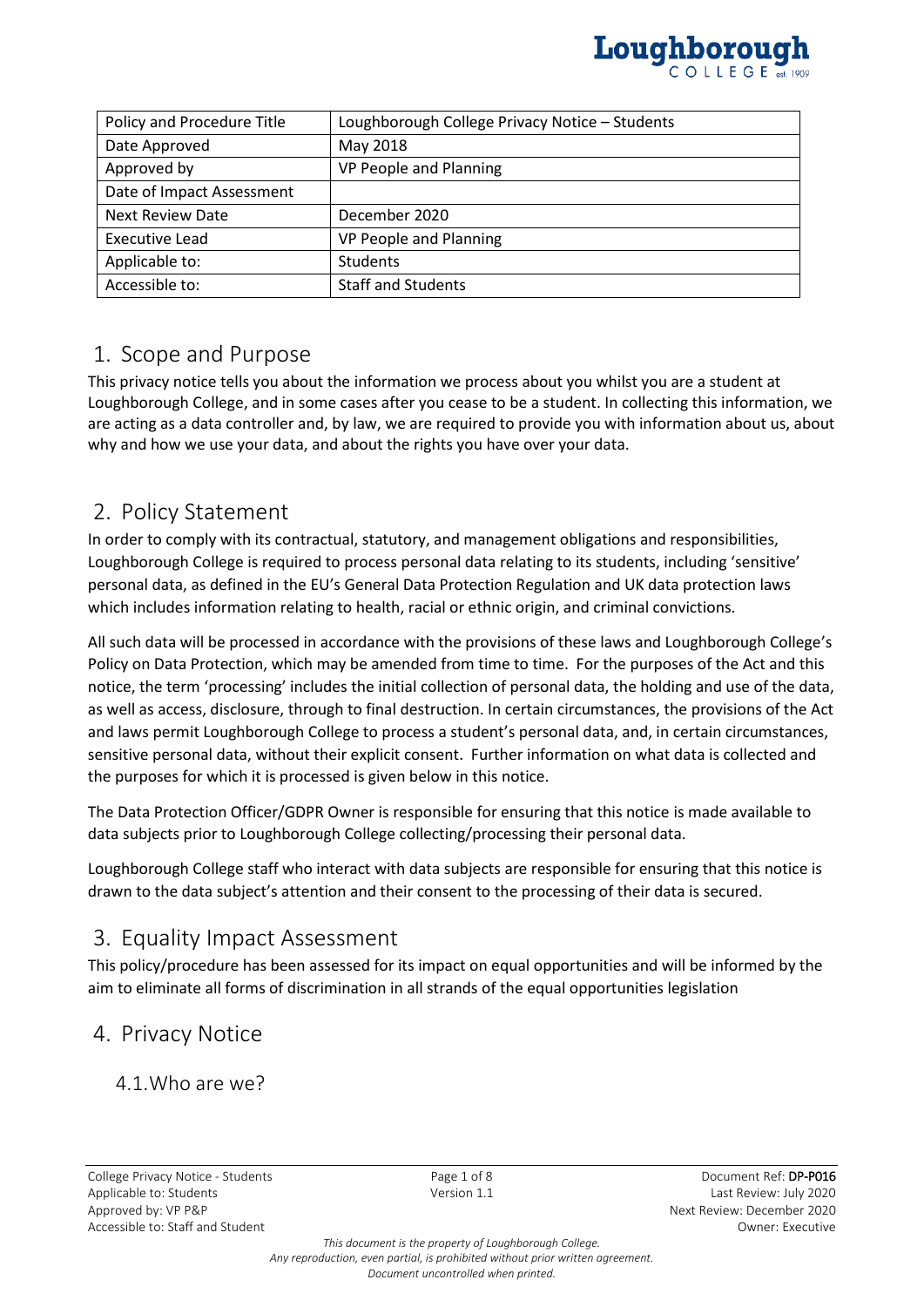| Policy and Procedure Title | Loughborough College Privacy Notice – Students |
| --- | --- |
| Date Approved | May 2018 |
| Approved by | VP People and Planning |
| Date of Impact Assessment | |
| Next Review Date | December 2020 |
| Executive Lead | VP People and Planning |
| Applicable to: | Students |
| Accessible to: | Staff and Students |

## 1. Scope and Purpose

This privacy notice tells you about the information we process about you whilst you are a student at Loughborough College, and in some cases after you cease to be a student. In collecting this information, we are acting as a data controller and, by law, we are required to provide you with information about us, about why and how we use your data, and about the rights you have over your data.

## 2. Policy Statement

In order to comply with its contractual, statutory, and management obligations and responsibilities, Loughborough College is required to process personal data relating to its students, including 'sensitive' personal data, as defined in the EU's General Data Protection Regulation and UK data protection laws which includes information relating to health, racial or ethnic origin, and criminal convictions.

All such data will be processed in accordance with the provisions of these laws and Loughborough College's Policy on Data Protection, which may be amended from time to time. For the purposes of the Act and this notice, the term 'processing' includes the initial collection of personal data, the holding and use of the data, as well as access, disclosure, through to final destruction. In certain circumstances, the provisions of the Act and laws permit Loughborough College to process a student's personal data, and, in certain circumstances, sensitive personal data, without their explicit consent. Further information on what data is collected and the purposes for which it is processed is given below in this notice.

The Data Protection Officer/GDPR Owner is responsible for ensuring that this notice is made available to data subjects prior to Loughborough College collecting/processing their personal data.

Loughborough College staff who interact with data subjects are responsible for ensuring that this notice is drawn to the data subject's attention and their consent to the processing of their data is secured.

## 3. Equality Impact Assessment

This policy/procedure has been assessed for its impact on equal opportunities and will be informed by the aim to eliminate all forms of discrimination in all strands of the equal opportunities legislation

## 4. Privacy Notice

### 4.1. Who are we?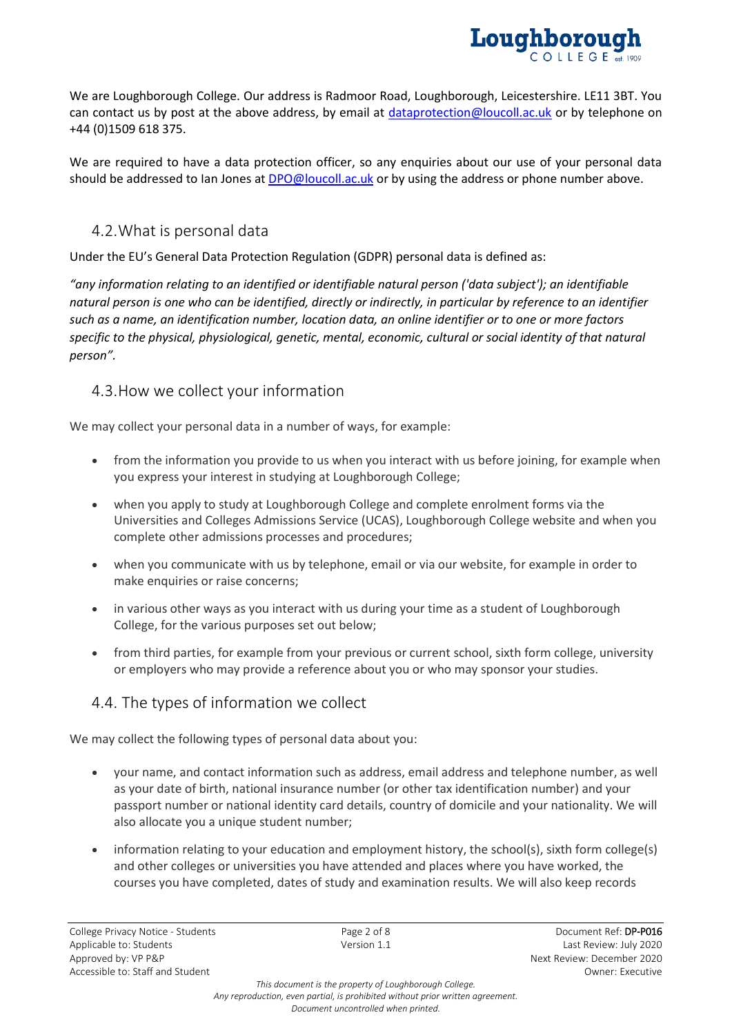We are Loughborough College. Our address is Radmoor Road, Loughborough, Leicestershire. LE11 3BT. You can contact us by post at the above address, by email at dataprotection@loucoll.ac.uk or by telephone on +44 (0)1509 618 375.

We are required to have a data protection officer, so any enquiries about our use of your personal data should be addressed to Ian Jones at DPO@loucoll.ac.uk or by using the address or phone number above.

## 4.2. What is personal data

Under the EU's General Data Protection Regulation (GDPR) personal data is defined as:

*"any information relating to an identified or identifiable natural person ('data subject'); an identifiable natural person is one who can be identified, directly or indirectly, in particular by reference to an identifier such as a name, an identification number, location data, an online identifier or to one or more factors specific to the physical, physiological, genetic, mental, economic, cultural or social identity of that natural person".*

## 4.3. How we collect your information

We may collect your personal data in a number of ways, for example:

- from the information you provide to us when you interact with us before joining, for example when you express your interest in studying at Loughborough College;
- when you apply to study at Loughborough College and complete enrolment forms via the Universities and Colleges Admissions Service (UCAS), Loughborough College website and when you complete other admissions processes and procedures;
- when you communicate with us by telephone, email or via our website, for example in order to make enquiries or raise concerns;
- in various other ways as you interact with us during your time as a student of Loughborough College, for the various purposes set out below;
- from third parties, for example from your previous or current school, sixth form college, university or employers who may provide a reference about you or who may sponsor your studies.

## 4.4. The types of information we collect

We may collect the following types of personal data about you:

- your name, and contact information such as address, email address and telephone number, as well as your date of birth, national insurance number (or other tax identification number) and your passport number or national identity card details, country of domicile and your nationality. We will also allocate you a unique student number;
- information relating to your education and employment history, the school(s), sixth form college(s) and other colleges or universities you have attended and places where you have worked, the courses you have completed, dates of study and examination results. We will also keep records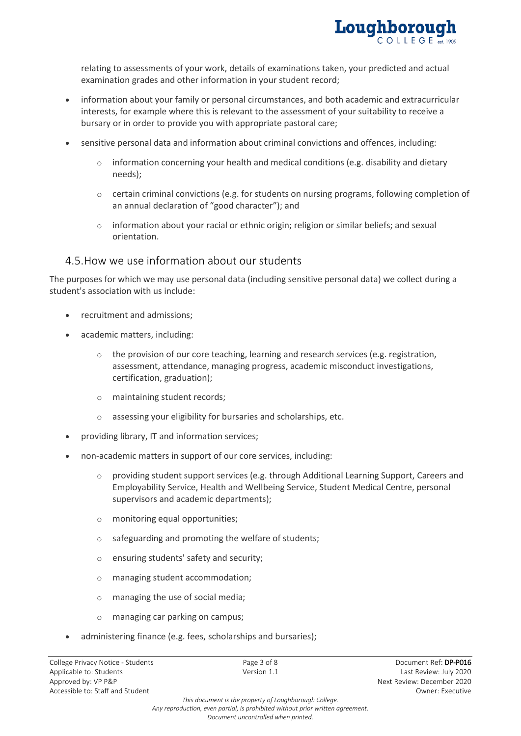relating to assessments of your work, details of examinations taken, your predicted and actual examination grades and other information in your student record;

- information about your family or personal circumstances, and both academic and extracurricular interests, for example where this is relevant to the assessment of your suitability to receive a bursary or in order to provide you with appropriate pastoral care;
- sensitive personal data and information about criminal convictions and offences, including:
  - information concerning your health and medical conditions (e.g. disability and dietary needs);
  - certain criminal convictions (e.g. for students on nursing programs, following completion of an annual declaration of "good character"); and
  - information about your racial or ethnic origin; religion or similar beliefs; and sexual orientation.

## 4.5. How we use information about our students

The purposes for which we may use personal data (including sensitive personal data) we collect during a student's association with us include:

- recruitment and admissions;
- academic matters, including:
  - the provision of our core teaching, learning and research services (e.g. registration, assessment, attendance, managing progress, academic misconduct investigations, certification, graduation);
  - maintaining student records;
  - assessing your eligibility for bursaries and scholarships, etc.
- providing library, IT and information services;
- non-academic matters in support of our core services, including:
  - providing student support services (e.g. through Additional Learning Support, Careers and Employability Service, Health and Wellbeing Service, Student Medical Centre, personal supervisors and academic departments);
  - monitoring equal opportunities;
  - safeguarding and promoting the welfare of students;
  - ensuring students' safety and security;
  - managing student accommodation;
  - managing the use of social media;
  - managing car parking on campus;
- administering finance (e.g. fees, scholarships and bursaries);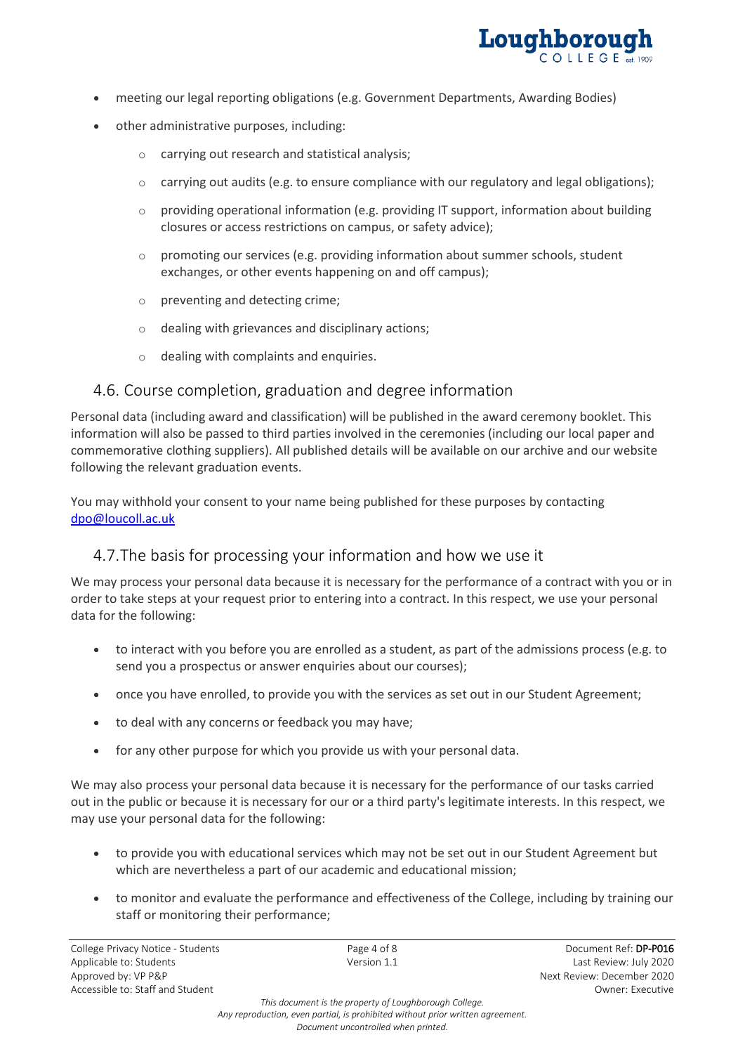- meeting our legal reporting obligations (e.g. Government Departments, Awarding Bodies)
- other administrative purposes, including:
    - carrying out research and statistical analysis;
    - carrying out audits (e.g. to ensure compliance with our regulatory and legal obligations);
    - providing operational information (e.g. providing IT support, information about building closures or access restrictions on campus, or safety advice);
    - promoting our services (e.g. providing information about summer schools, student exchanges, or other events happening on and off campus);
    - preventing and detecting crime;
    - dealing with grievances and disciplinary actions;
    - dealing with complaints and enquiries.

## 4.6. Course completion, graduation and degree information

Personal data (including award and classification) will be published in the award ceremony booklet. This information will also be passed to third parties involved in the ceremonies (including our local paper and commemorative clothing suppliers). All published details will be available on our archive and our website following the relevant graduation events.

You may withhold your consent to your name being published for these purposes by contacting [dpo@loucoll.ac.uk](mailto:dpo@loucoll.ac.uk)

## 4.7.The basis for processing your information and how we use it

We may process your personal data because it is necessary for the performance of a contract with you or in order to take steps at your request prior to entering into a contract. In this respect, we use your personal data for the following:

- to interact with you before you are enrolled as a student, as part of the admissions process (e.g. to send you a prospectus or answer enquiries about our courses);
- once you have enrolled, to provide you with the services as set out in our Student Agreement;
- to deal with any concerns or feedback you may have;
- for any other purpose for which you provide us with your personal data.

We may also process your personal data because it is necessary for the performance of our tasks carried out in the public or because it is necessary for our or a third party's legitimate interests. In this respect, we may use your personal data for the following:

- to provide you with educational services which may not be set out in our Student Agreement but which are nevertheless a part of our academic and educational mission;
- to monitor and evaluate the performance and effectiveness of the College, including by training our staff or monitoring their performance;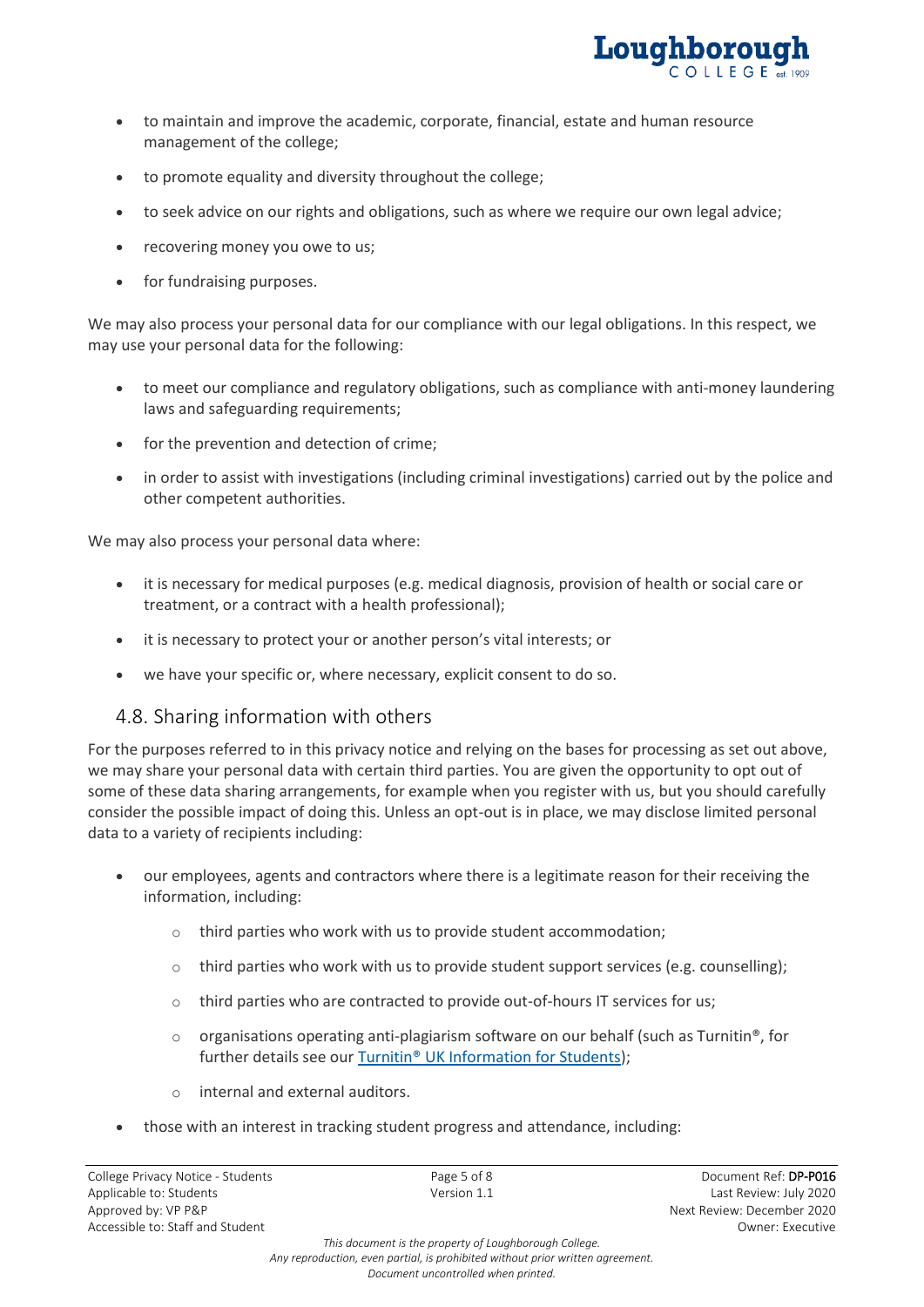- to maintain and improve the academic, corporate, financial, estate and human resource management of the college;
- to promote equality and diversity throughout the college;
- to seek advice on our rights and obligations, such as where we require our own legal advice;
- recovering money you owe to us;
- for fundraising purposes.

We may also process your personal data for our compliance with our legal obligations. In this respect, we may use your personal data for the following:

- to meet our compliance and regulatory obligations, such as compliance with anti-money laundering laws and safeguarding requirements;
- for the prevention and detection of crime;
- in order to assist with investigations (including criminal investigations) carried out by the police and other competent authorities.

We may also process your personal data where:

- it is necessary for medical purposes (e.g. medical diagnosis, provision of health or social care or treatment, or a contract with a health professional);
- it is necessary to protect your or another person's vital interests; or
- we have your specific or, where necessary, explicit consent to do so.

## 4.8. Sharing information with others

For the purposes referred to in this privacy notice and relying on the bases for processing as set out above, we may share your personal data with certain third parties. You are given the opportunity to opt out of some of these data sharing arrangements, for example when you register with us, but you should carefully consider the possible impact of doing this. Unless an opt-out is in place, we may disclose limited personal data to a variety of recipients including:

- our employees, agents and contractors where there is a legitimate reason for their receiving the information, including:
  - third parties who work with us to provide student accommodation;
  - third parties who work with us to provide student support services (e.g. counselling);
  - third parties who are contracted to provide out-of-hours IT services for us;
  - organisations operating anti-plagiarism software on our behalf (such as Turnitin®, for further details see our [Turnitin® UK Information for Students]);
  - internal and external auditors.
- those with an interest in tracking student progress and attendance, including: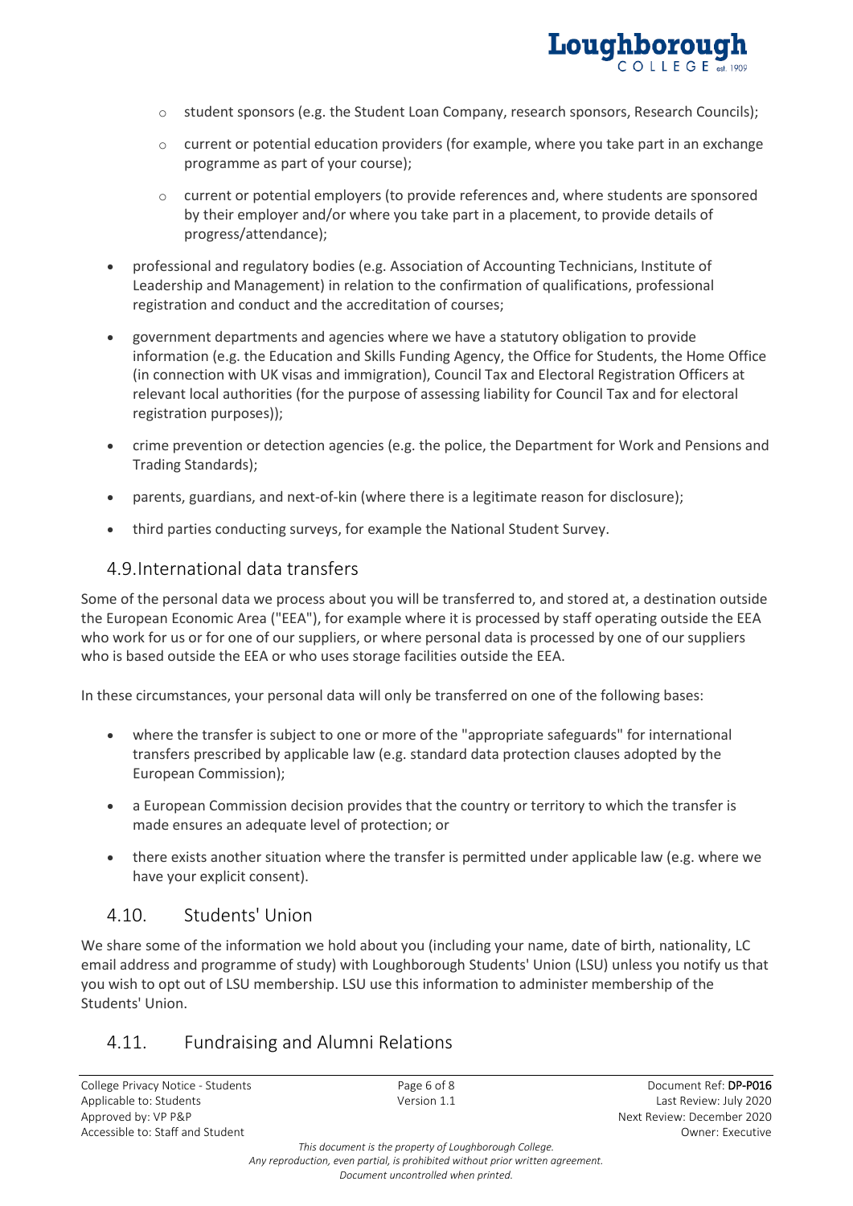- student sponsors (e.g. the Student Loan Company, research sponsors, Research Councils);
   - current or potential education providers (for example, where you take part in an exchange programme as part of your course);
   - current or potential employers (to provide references and, where students are sponsored by their employer and/or where you take part in a placement, to provide details of progress/attendance);

- professional and regulatory bodies (e.g. Association of Accounting Technicians, Institute of Leadership and Management) in relation to the confirmation of qualifications, professional registration and conduct and the accreditation of courses;
- government departments and agencies where we have a statutory obligation to provide information (e.g. the Education and Skills Funding Agency, the Office for Students, the Home Office (in connection with UK visas and immigration), Council Tax and Electoral Registration Officers at relevant local authorities (for the purpose of assessing liability for Council Tax and for electoral registration purposes));
- crime prevention or detection agencies (e.g. the police, the Department for Work and Pensions and Trading Standards);
- parents, guardians, and next-of-kin (where there is a legitimate reason for disclosure);
- third parties conducting surveys, for example the National Student Survey.

## 4.9. International data transfers

Some of the personal data we process about you will be transferred to, and stored at, a destination outside the European Economic Area ("EEA"), for example where it is processed by staff operating outside the EEA who work for us or for one of our suppliers, or where personal data is processed by one of our suppliers who is based outside the EEA or who uses storage facilities outside the EEA.

In these circumstances, your personal data will only be transferred on one of the following bases:

- where the transfer is subject to one or more of the "appropriate safeguards" for international transfers prescribed by applicable law (e.g. standard data protection clauses adopted by the European Commission);
- a European Commission decision provides that the country or territory to which the transfer is made ensures an adequate level of protection; or
- there exists another situation where the transfer is permitted under applicable law (e.g. where we have your explicit consent).

## 4.10. Students' Union

We share some of the information we hold about you (including your name, date of birth, nationality, LC email address and programme of study) with Loughborough Students' Union (LSU) unless you notify us that you wish to opt out of LSU membership. LSU use this information to administer membership of the Students' Union.

## 4.11. Fundraising and Alumni Relations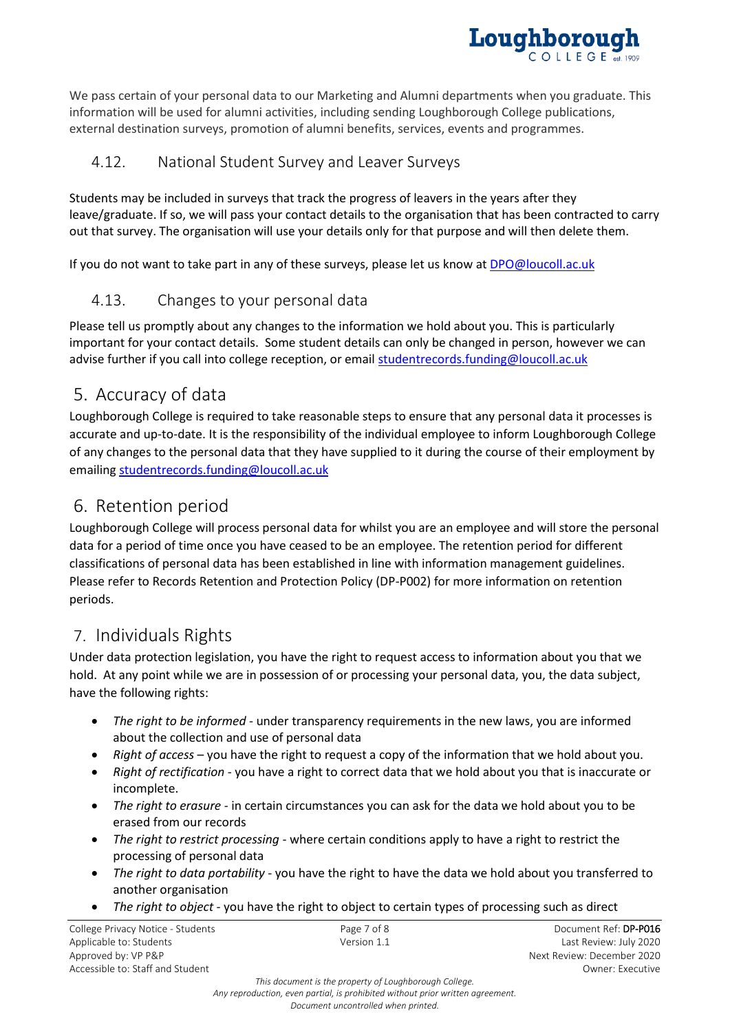We pass certain of your personal data to our Marketing and Alumni departments when you graduate. This information will be used for alumni activities, including sending Loughborough College publications, external destination surveys, promotion of alumni benefits, services, events and programmes.

### 4.12. National Student Survey and Leaver Surveys

Students may be included in surveys that track the progress of leavers in the years after they leave/graduate. If so, we will pass your contact details to the organisation that has been contracted to carry out that survey. The organisation will use your details only for that purpose and will then delete them.

If you do not want to take part in any of these surveys, please let us know at DPO@loucoll.ac.uk

### 4.13. Changes to your personal data

Please tell us promptly about any changes to the information we hold about you. This is particularly important for your contact details. Some student details can only be changed in person, however we can advise further if you call into college reception, or email studentrecords.funding@loucoll.ac.uk

## 5. Accuracy of data

Loughborough College is required to take reasonable steps to ensure that any personal data it processes is accurate and up-to-date. It is the responsibility of the individual employee to inform Loughborough College of any changes to the personal data that they have supplied to it during the course of their employment by emailing studentrecords.funding@loucoll.ac.uk

## 6. Retention period

Loughborough College will process personal data for whilst you are an employee and will store the personal data for a period of time once you have ceased to be an employee. The retention period for different classifications of personal data has been established in line with information management guidelines. Please refer to Records Retention and Protection Policy (DP-P002) for more information on retention periods.

## 7. Individuals Rights

Under data protection legislation, you have the right to request access to information about you that we hold. At any point while we are in possession of or processing your personal data, you, the data subject, have the following rights:

- *The right to be informed* - under transparency requirements in the new laws, you are informed about the collection and use of personal data
- *Right of access* – you have the right to request a copy of the information that we hold about you.
- *Right of rectification* - you have a right to correct data that we hold about you that is inaccurate or incomplete.
- *The right to erasure* - in certain circumstances you can ask for the data we hold about you to be erased from our records
- *The right to restrict processing* - where certain conditions apply to have a right to restrict the processing of personal data
- *The right to data portability* - you have the right to have the data we hold about you transferred to another organisation
- *The right to object* - you have the right to object to certain types of processing such as direct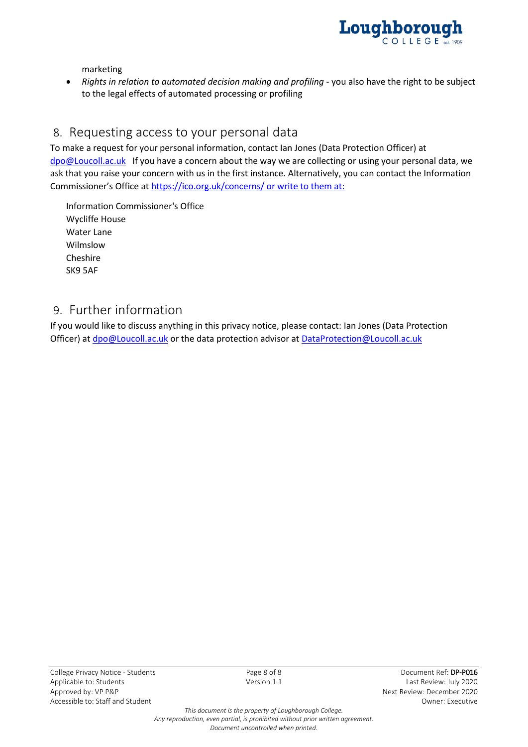marketing

- *Rights in relation to automated decision making and profiling* - you also have the right to be subject to the legal effects of automated processing or profiling

## 8. Requesting access to your personal data

To make a request for your personal information, contact Ian Jones (Data Protection Officer) at dpo@Loucoll.ac.uk If you have a concern about the way we are collecting or using your personal data, we ask that you raise your concern with us in the first instance. Alternatively, you can contact the Information Commissioner's Office at https://ico.org.uk/concerns/ or write to them at:

Information Commissioner's Office
Wycliffe House
Water Lane
Wilmslow
Cheshire
SK9 5AF

## 9. Further information

If you would like to discuss anything in this privacy notice, please contact: Ian Jones (Data Protection Officer) at dpo@Loucoll.ac.uk or the data protection advisor at DataProtection@Loucoll.ac.uk